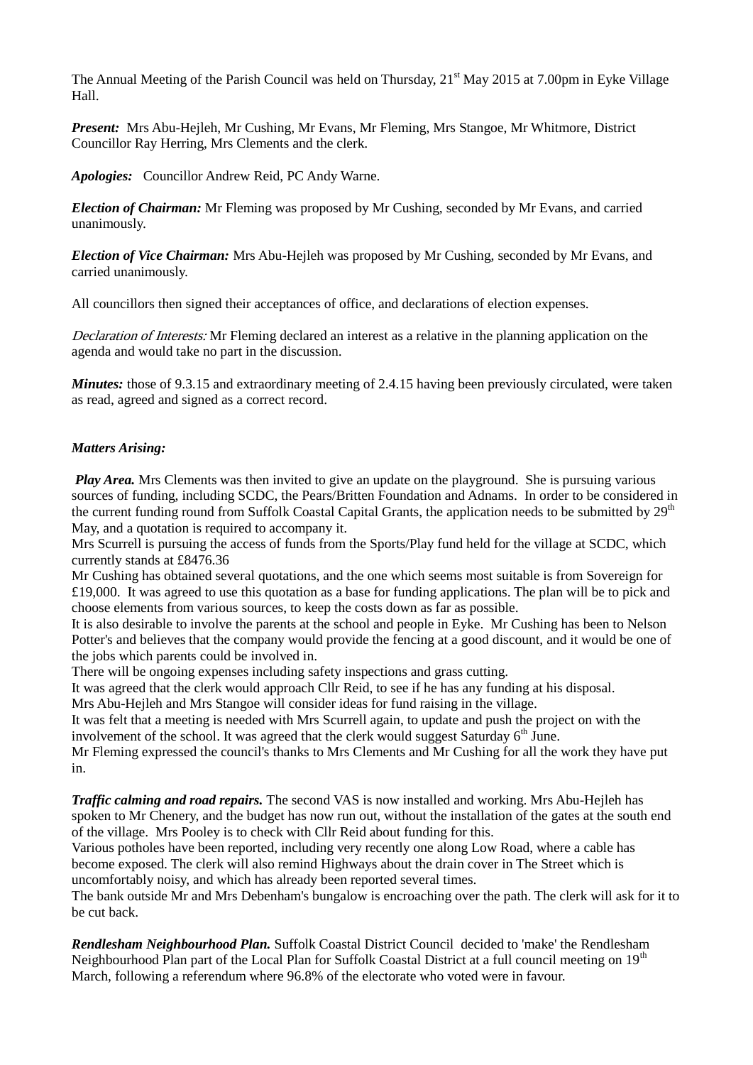The Annual Meeting of the Parish Council was held on Thursday, 21st May 2015 at 7.00pm in Eyke Village Hall.

***Present:*** Mrs Abu-Hejleh, Mr Cushing, Mr Evans, Mr Fleming, Mrs Stangoe, Mr Whitmore, District Councillor Ray Herring, Mrs Clements and the clerk.

***Apologies:*** Councillor Andrew Reid, PC Andy Warne.

***Election of Chairman:*** Mr Fleming was proposed by Mr Cushing, seconded by Mr Evans, and carried unanimously.

***Election of Vice Chairman:*** Mrs Abu-Hejleh was proposed by Mr Cushing, seconded by Mr Evans, and carried unanimously.

All councillors then signed their acceptances of office, and declarations of election expenses.

*Declaration of Interests:* Mr Fleming declared an interest as a relative in the planning application on the agenda and would take no part in the discussion.

***Minutes:*** those of 9.3.15 and extraordinary meeting of 2.4.15 having been previously circulated, were taken as read, agreed and signed as a correct record.

***Matters Arising:***

***Play Area.*** Mrs Clements was then invited to give an update on the playground. She is pursuing various sources of funding, including SCDC, the Pears/Britten Foundation and Adnams. In order to be considered in the current funding round from Suffolk Coastal Capital Grants, the application needs to be submitted by 29th May, and a quotation is required to accompany it.

Mrs Scurrell is pursuing the access of funds from the Sports/Play fund held for the village at SCDC, which currently stands at £8476.36

Mr Cushing has obtained several quotations, and the one which seems most suitable is from Sovereign for £19,000. It was agreed to use this quotation as a base for funding applications. The plan will be to pick and choose elements from various sources, to keep the costs down as far as possible.

It is also desirable to involve the parents at the school and people in Eyke. Mr Cushing has been to Nelson Potter's and believes that the company would provide the fencing at a good discount, and it would be one of the jobs which parents could be involved in.

There will be ongoing expenses including safety inspections and grass cutting.

It was agreed that the clerk would approach Cllr Reid, to see if he has any funding at his disposal.

Mrs Abu-Hejleh and Mrs Stangoe will consider ideas for fund raising in the village.

It was felt that a meeting is needed with Mrs Scurrell again, to update and push the project on with the involvement of the school. It was agreed that the clerk would suggest Saturday 6th June.

Mr Fleming expressed the council's thanks to Mrs Clements and Mr Cushing for all the work they have put in.

***Traffic calming and road repairs.*** The second VAS is now installed and working. Mrs Abu-Hejleh has spoken to Mr Chenery, and the budget has now run out, without the installation of the gates at the south end of the village. Mrs Pooley is to check with Cllr Reid about funding for this.

Various potholes have been reported, including very recently one along Low Road, where a cable has become exposed. The clerk will also remind Highways about the drain cover in The Street which is uncomfortably noisy, and which has already been reported several times.

The bank outside Mr and Mrs Debenham's bungalow is encroaching over the path. The clerk will ask for it to be cut back.

***Rendlesham Neighbourhood Plan.*** Suffolk Coastal District Council decided to 'make' the Rendlesham Neighbourhood Plan part of the Local Plan for Suffolk Coastal District at a full council meeting on 19th March, following a referendum where 96.8% of the electorate who voted were in favour.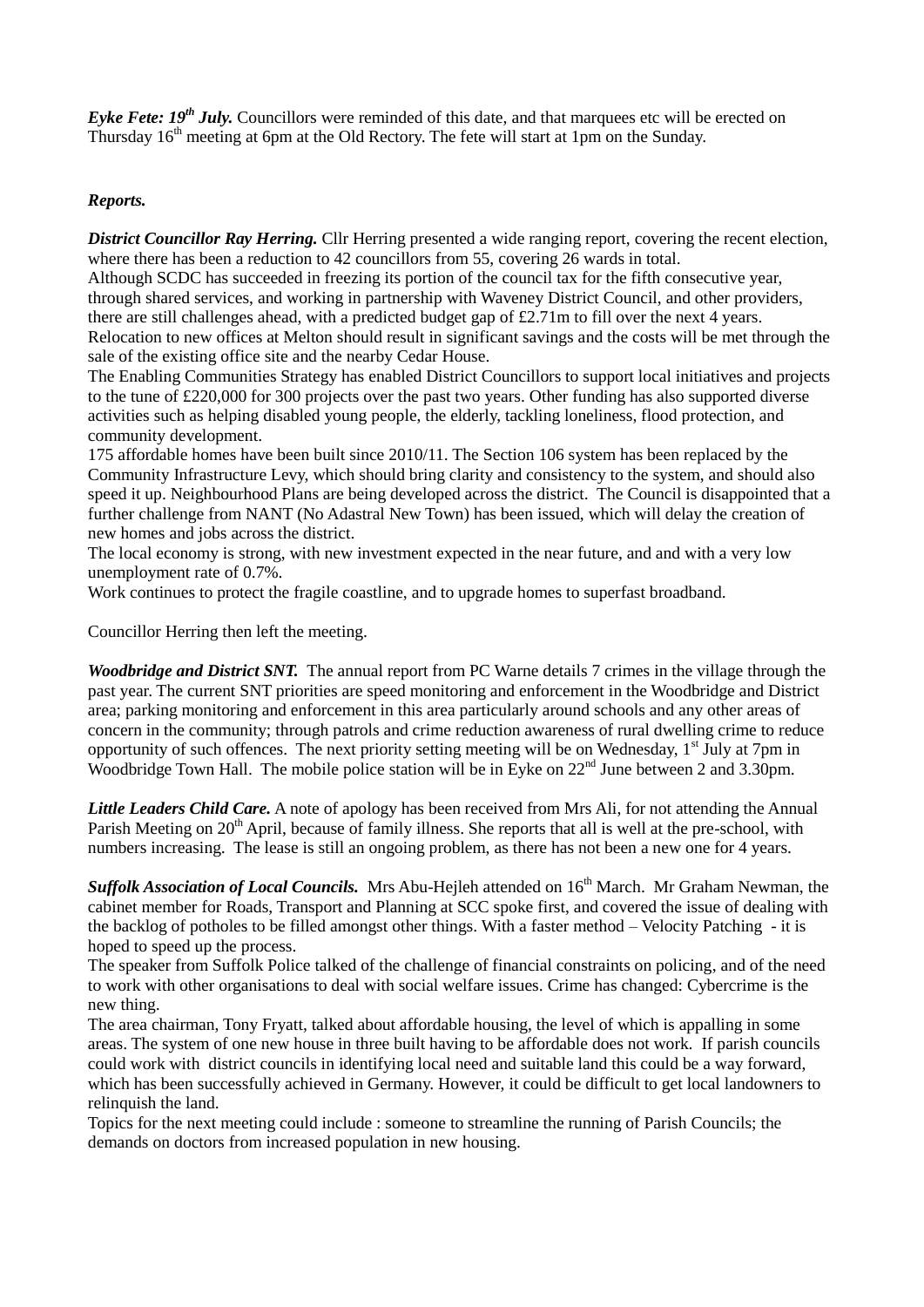***Eyke Fete: 19th July.*** Councillors were reminded of this date, and that marquees etc will be erected on Thursday 16th meeting at 6pm at the Old Rectory. The fete will start at 1pm on the Sunday.

***Reports.***

***District Councillor Ray Herring.*** Cllr Herring presented a wide ranging report, covering the recent election, where there has been a reduction to 42 councillors from 55, covering 26 wards in total.

Although SCDC has succeeded in freezing its portion of the council tax for the fifth consecutive year, through shared services, and working in partnership with Waveney District Council, and other providers, there are still challenges ahead, with a predicted budget gap of £2.71m to fill over the next 4 years.

Relocation to new offices at Melton should result in significant savings and the costs will be met through the sale of the existing office site and the nearby Cedar House.

The Enabling Communities Strategy has enabled District Councillors to support local initiatives and projects to the tune of £220,000 for 300 projects over the past two years. Other funding has also supported diverse activities such as helping disabled young people, the elderly, tackling loneliness, flood protection, and community development.

175 affordable homes have been built since 2010/11. The Section 106 system has been replaced by the Community Infrastructure Levy, which should bring clarity and consistency to the system, and should also speed it up. Neighbourhood Plans are being developed across the district. The Council is disappointed that a further challenge from NANT (No Adastral New Town) has been issued, which will delay the creation of new homes and jobs across the district.

The local economy is strong, with new investment expected in the near future, and and with a very low unemployment rate of 0.7%.

Work continues to protect the fragile coastline, and to upgrade homes to superfast broadband.

Councillor Herring then left the meeting.

***Woodbridge and District SNT.*** The annual report from PC Warne details 7 crimes in the village through the past year. The current SNT priorities are speed monitoring and enforcement in the Woodbridge and District area; parking monitoring and enforcement in this area particularly around schools and any other areas of concern in the community; through patrols and crime reduction awareness of rural dwelling crime to reduce opportunity of such offences. The next priority setting meeting will be on Wednesday, 1st July at 7pm in Woodbridge Town Hall. The mobile police station will be in Eyke on 22nd June between 2 and 3.30pm.

***Little Leaders Child Care.*** A note of apology has been received from Mrs Ali, for not attending the Annual Parish Meeting on 20th April, because of family illness. She reports that all is well at the pre-school, with numbers increasing. The lease is still an ongoing problem, as there has not been a new one for 4 years.

***Suffolk Association of Local Councils.*** Mrs Abu-Hejleh attended on 16th March. Mr Graham Newman, the cabinet member for Roads, Transport and Planning at SCC spoke first, and covered the issue of dealing with the backlog of potholes to be filled amongst other things. With a faster method – Velocity Patching - it is hoped to speed up the process.

The speaker from Suffolk Police talked of the challenge of financial constraints on policing, and of the need to work with other organisations to deal with social welfare issues. Crime has changed: Cybercrime is the new thing.

The area chairman, Tony Fryatt, talked about affordable housing, the level of which is appalling in some areas. The system of one new house in three built having to be affordable does not work. If parish councils could work with district councils in identifying local need and suitable land this could be a way forward, which has been successfully achieved in Germany. However, it could be difficult to get local landowners to relinquish the land.

Topics for the next meeting could include : someone to streamline the running of Parish Councils; the demands on doctors from increased population in new housing.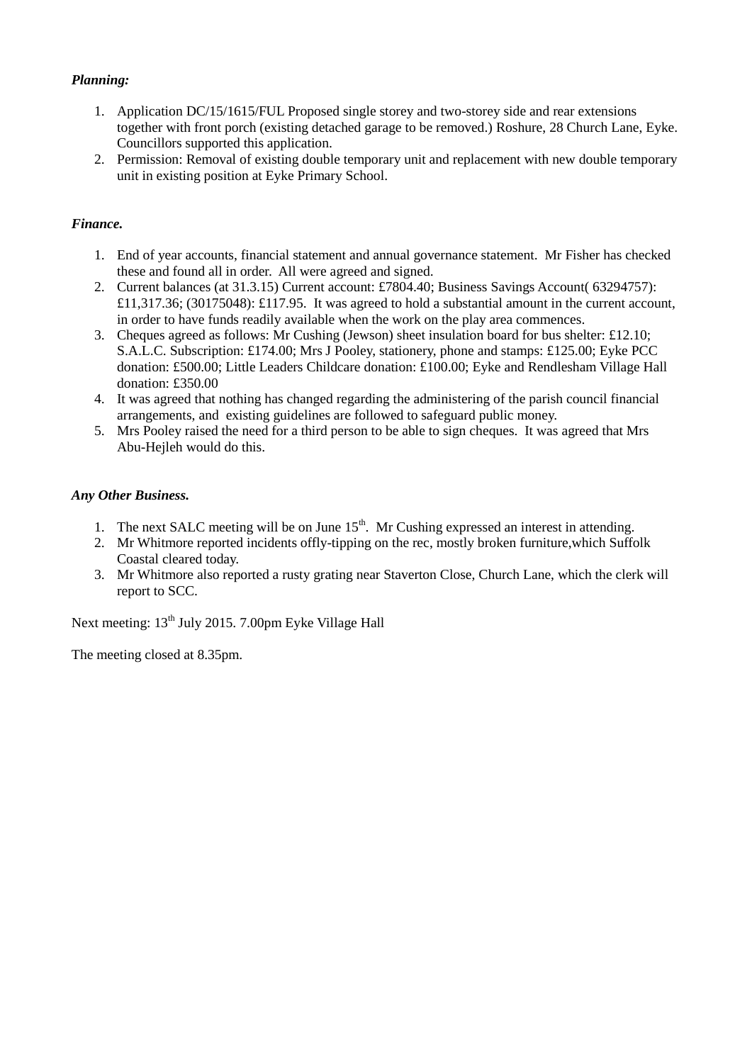***Planning:***

1. Application DC/15/1615/FUL Proposed single storey and two-storey side and rear extensions together with front porch (existing detached garage to be removed.) Roshure, 28 Church Lane, Eyke. Councillors supported this application.
2. Permission: Removal of existing double temporary unit and replacement with new double temporary unit in existing position at Eyke Primary School.

***Finance.***

1. End of year accounts, financial statement and annual governance statement. Mr Fisher has checked these and found all in order. All were agreed and signed.
2. Current balances (at 31.3.15) Current account: £7804.40; Business Savings Account( 63294757): £11,317.36; (30175048): £117.95. It was agreed to hold a substantial amount in the current account, in order to have funds readily available when the work on the play area commences.
3. Cheques agreed as follows: Mr Cushing (Jewson) sheet insulation board for bus shelter: £12.10; S.A.L.C. Subscription: £174.00; Mrs J Pooley, stationery, phone and stamps: £125.00; Eyke PCC donation: £500.00; Little Leaders Childcare donation: £100.00; Eyke and Rendlesham Village Hall donation: £350.00
4. It was agreed that nothing has changed regarding the administering of the parish council financial arrangements, and existing guidelines are followed to safeguard public money.
5. Mrs Pooley raised the need for a third person to be able to sign cheques. It was agreed that Mrs Abu-Hejleh would do this.

***Any Other Business.***

1. The next SALC meeting will be on June 15th. Mr Cushing expressed an interest in attending.
2. Mr Whitmore reported incidents offly-tipping on the rec, mostly broken furniture,which Suffolk Coastal cleared today.
3. Mr Whitmore also reported a rusty grating near Staverton Close, Church Lane, which the clerk will report to SCC.

Next meeting: 13th July 2015. 7.00pm Eyke Village Hall

The meeting closed at 8.35pm.